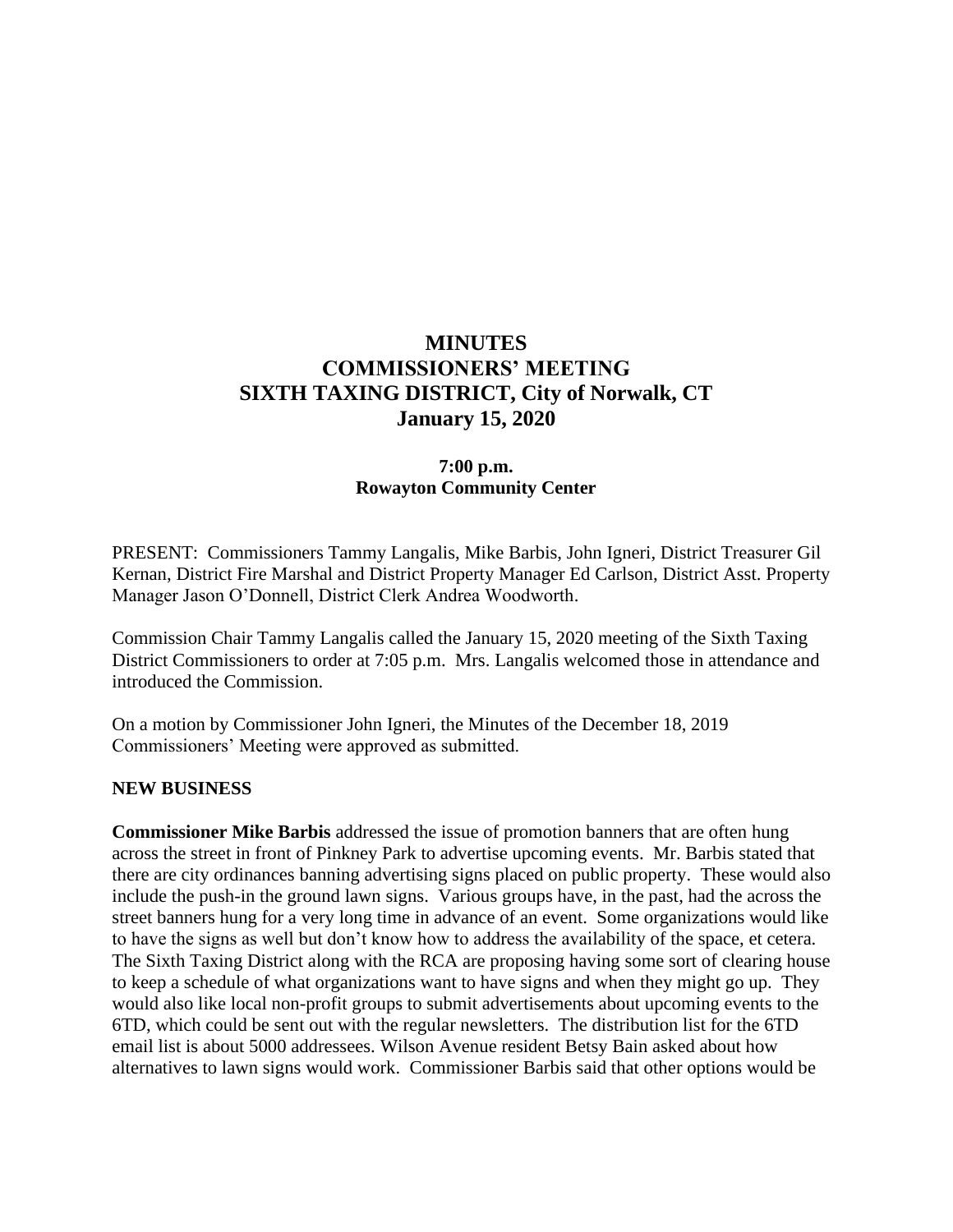# MINUTES
# COMMISSIONERS' MEETING
# SIXTH TAXING DISTRICT, City of Norwalk, CT
# January 15, 2020

**7:00 p.m.**
**Rowayton Community Center**

PRESENT: Commissioners Tammy Langalis, Mike Barbis, John Igneri, District Treasurer Gil Kernan, District Fire Marshal and District Property Manager Ed Carlson, District Asst. Property Manager Jason O'Donnell, District Clerk Andrea Woodworth.

Commission Chair Tammy Langalis called the January 15, 2020 meeting of the Sixth Taxing District Commissioners to order at 7:05 p.m. Mrs. Langalis welcomed those in attendance and introduced the Commission.

On a motion by Commissioner John Igneri, the Minutes of the December 18, 2019 Commissioners' Meeting were approved as submitted.

**NEW BUSINESS**

**Commissioner Mike Barbis** addressed the issue of promotion banners that are often hung across the street in front of Pinkney Park to advertise upcoming events. Mr. Barbis stated that there are city ordinances banning advertising signs placed on public property. These would also include the push-in the ground lawn signs. Various groups have, in the past, had the across the street banners hung for a very long time in advance of an event. Some organizations would like to have the signs as well but don't know how to address the availability of the space, et cetera. The Sixth Taxing District along with the RCA are proposing having some sort of clearing house to keep a schedule of what organizations want to have signs and when they might go up. They would also like local non-profit groups to submit advertisements about upcoming events to the 6TD, which could be sent out with the regular newsletters. The distribution list for the 6TD email list is about 5000 addressees. Wilson Avenue resident Betsy Bain asked about how alternatives to lawn signs would work. Commissioner Barbis said that other options would be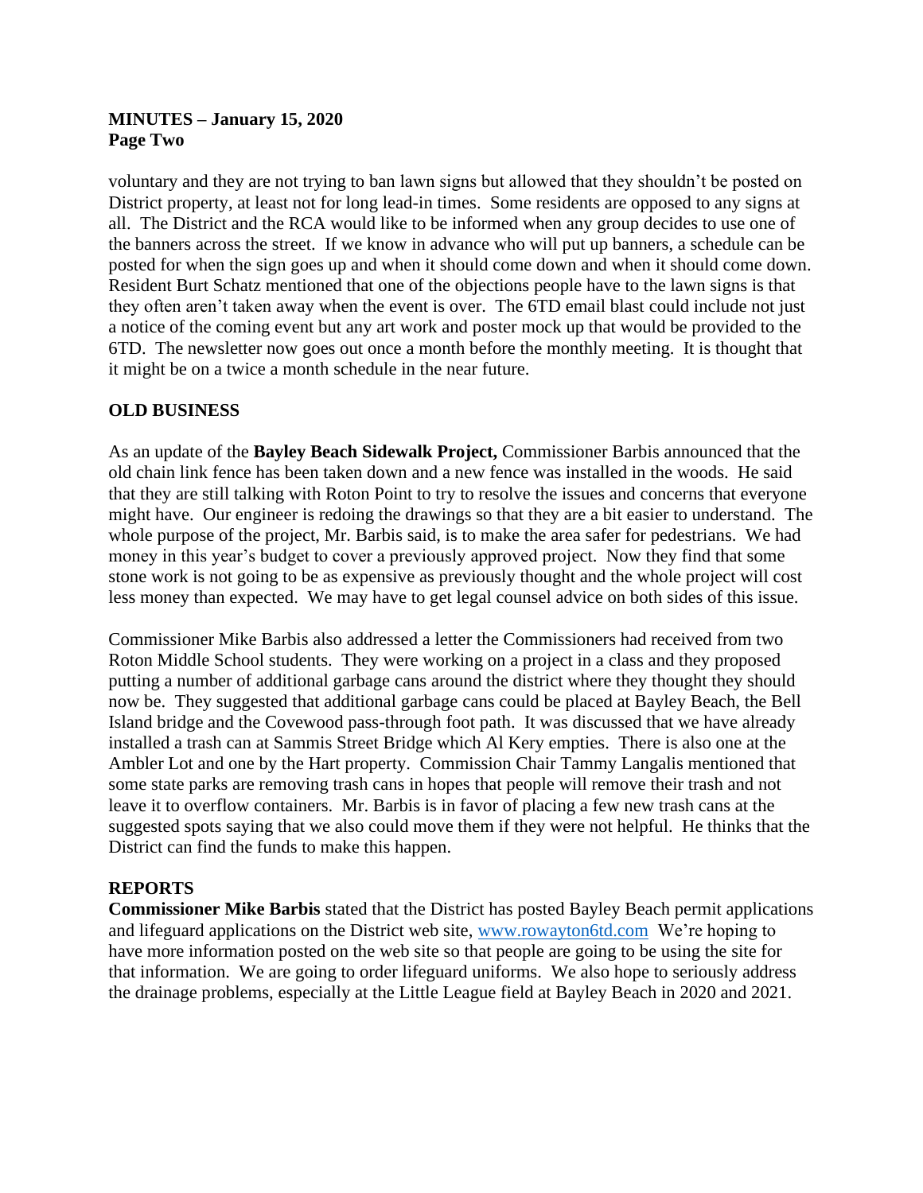voluntary and they are not trying to ban lawn signs but allowed that they shouldn't be posted on District property, at least not for long lead-in times. Some residents are opposed to any signs at all. The District and the RCA would like to be informed when any group decides to use one of the banners across the street. If we know in advance who will put up banners, a schedule can be posted for when the sign goes up and when it should come down and when it should come down. Resident Burt Schatz mentioned that one of the objections people have to the lawn signs is that they often aren't taken away when the event is over. The 6TD email blast could include not just a notice of the coming event but any art work and poster mock up that would be provided to the 6TD. The newsletter now goes out once a month before the monthly meeting. It is thought that it might be on a twice a month schedule in the near future.

## OLD BUSINESS

As an update of the **Bayley Beach Sidewalk Project,** Commissioner Barbis announced that the old chain link fence has been taken down and a new fence was installed in the woods. He said that they are still talking with Roton Point to try to resolve the issues and concerns that everyone might have. Our engineer is redoing the drawings so that they are a bit easier to understand. The whole purpose of the project, Mr. Barbis said, is to make the area safer for pedestrians. We had money in this year's budget to cover a previously approved project. Now they find that some stone work is not going to be as expensive as previously thought and the whole project will cost less money than expected. We may have to get legal counsel advice on both sides of this issue.

Commissioner Mike Barbis also addressed a letter the Commissioners had received from two Roton Middle School students. They were working on a project in a class and they proposed putting a number of additional garbage cans around the district where they thought they should now be. They suggested that additional garbage cans could be placed at Bayley Beach, the Bell Island bridge and the Covewood pass-through foot path. It was discussed that we have already installed a trash can at Sammis Street Bridge which Al Kery empties. There is also one at the Ambler Lot and one by the Hart property. Commission Chair Tammy Langalis mentioned that some state parks are removing trash cans in hopes that people will remove their trash and not leave it to overflow containers. Mr. Barbis is in favor of placing a few new trash cans at the suggested spots saying that we also could move them if they were not helpful. He thinks that the District can find the funds to make this happen.

## REPORTS

**Commissioner Mike Barbis** stated that the District has posted Bayley Beach permit applications and lifeguard applications on the District web site, www.rowayton6td.com We're hoping to have more information posted on the web site so that people are going to be using the site for that information. We are going to order lifeguard uniforms. We also hope to seriously address the drainage problems, especially at the Little League field at Bayley Beach in 2020 and 2021.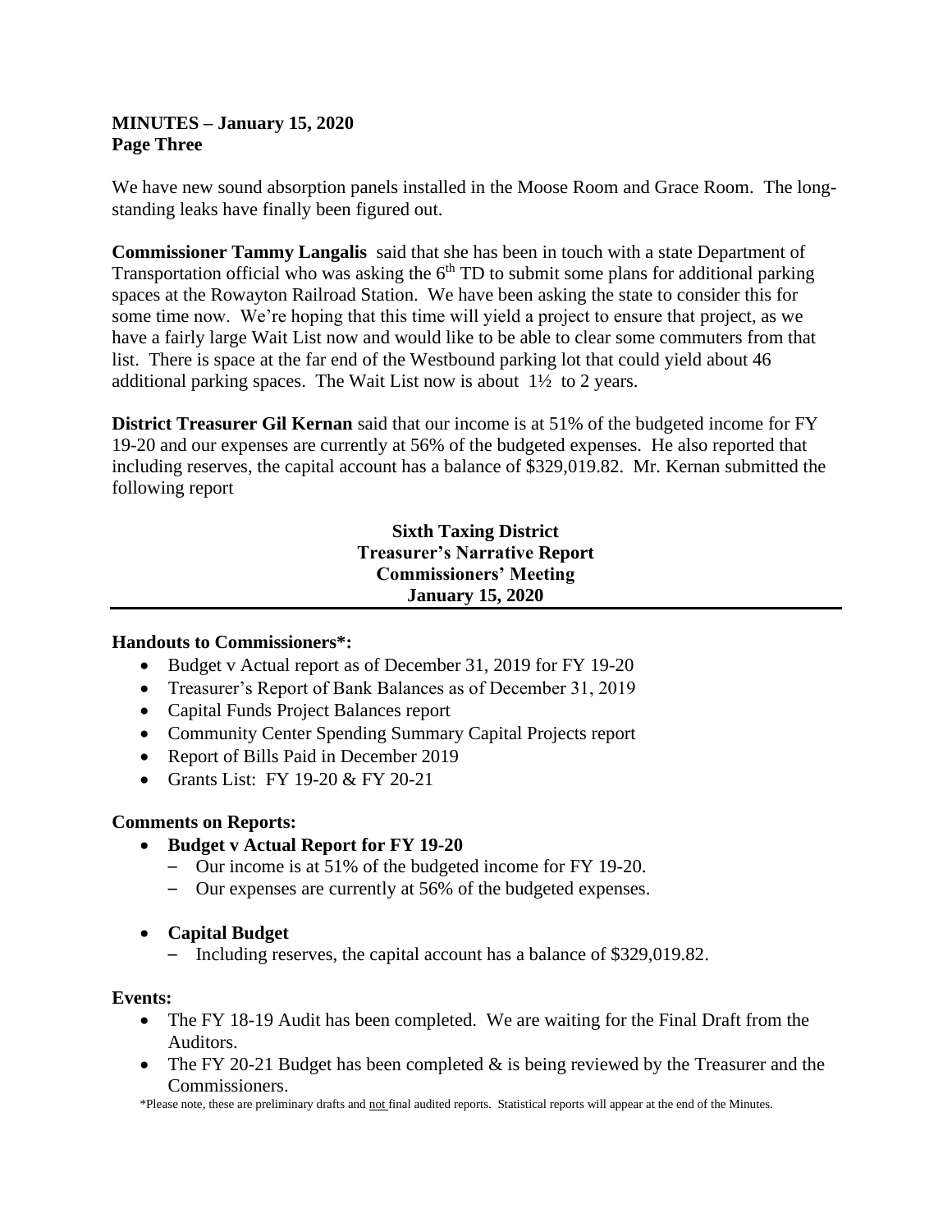**MINUTES – January 15, 2020**
**Page Three**

We have new sound absorption panels installed in the Moose Room and Grace Room. The long-standing leaks have finally been figured out.

**Commissioner Tammy Langalis** said that she has been in touch with a state Department of Transportation official who was asking the 6th TD to submit some plans for additional parking spaces at the Rowayton Railroad Station. We have been asking the state to consider this for some time now. We're hoping that this time will yield a project to ensure that project, as we have a fairly large Wait List now and would like to be able to clear some commuters from that list. There is space at the far end of the Westbound parking lot that could yield about 46 additional parking spaces. The Wait List now is about 1½ to 2 years.

**District Treasurer Gil Kernan** said that our income is at 51% of the budgeted income for FY 19-20 and our expenses are currently at 56% of the budgeted expenses. He also reported that including reserves, the capital account has a balance of $329,019.82. Mr. Kernan submitted the following report

**Sixth Taxing District**
**Treasurer's Narrative Report**
**Commissioners' Meeting**
**January 15, 2020**

---

**Handouts to Commissioners*:**

- Budget v Actual report as of December 31, 2019 for FY 19-20
- Treasurer's Report of Bank Balances as of December 31, 2019
- Capital Funds Project Balances report
- Community Center Spending Summary Capital Projects report
- Report of Bills Paid in December 2019
- Grants List: FY 19-20 & FY 20-21

**Comments on Reports:**

- **Budget v Actual Report for FY 19-20**
  - Our income is at 51% of the budgeted income for FY 19-20.
  - Our expenses are currently at 56% of the budgeted expenses.

- **Capital Budget**
  - Including reserves, the capital account has a balance of $329,019.82.

**Events:**

- The FY 18-19 Audit has been completed. We are waiting for the Final Draft from the Auditors.
- The FY 20-21 Budget has been completed & is being reviewed by the Treasurer and the Commissioners.

*Please note, these are preliminary drafts and not final audited reports. Statistical reports will appear at the end of the Minutes.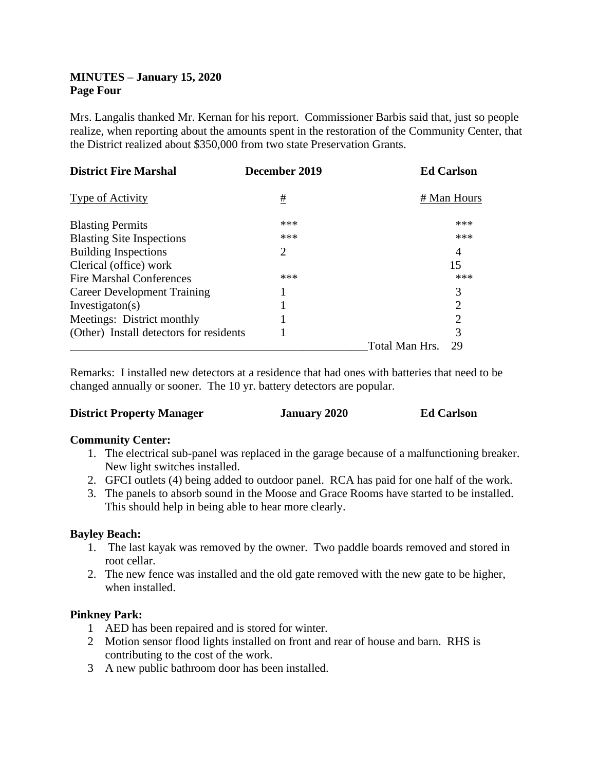**MINUTES – January 15, 2020**
**Page Four**

Mrs. Langalis thanked Mr. Kernan for his report. Commissioner Barbis said that, just so people realize, when reporting about the amounts spent in the restoration of the Community Center, that the District realized about $350,000 from two state Preservation Grants.

| **District Fire Marshal** | **December 2019** | **Ed Carlson** |
|---|---|---|
| Type of Activity | # | # Man Hours |
| Blasting Permits | *** | *** |
| Blasting Site Inspections | *** | *** |
| Building Inspections | 2 | 4 |
| Clerical (office) work | | 15 |
| Fire Marshal Conferences | *** | *** |
| Career Development Training | 1 | 3 |
| Investigaton(s) | 1 | 2 |
| Meetings: District monthly | 1 | 2 |
| (Other) Install detectors for residents | 1 | 3 |
| | Total Man Hrs. | 29 |

Remarks: I installed new detectors at a residence that had ones with batteries that need to be changed annually or sooner. The 10 yr. battery detectors are popular.

**District Property Manager** **January 2020** **Ed Carlson**

**Community Center:**

1. The electrical sub-panel was replaced in the garage because of a malfunctioning breaker. New light switches installed.
2. GFCI outlets (4) being added to outdoor panel. RCA has paid for one half of the work.
3. The panels to absorb sound in the Moose and Grace Rooms have started to be installed. This should help in being able to hear more clearly.

**Bayley Beach:**

1. The last kayak was removed by the owner. Two paddle boards removed and stored in root cellar.
2. The new fence was installed and the old gate removed with the new gate to be higher, when installed.

**Pinkney Park:**

1. AED has been repaired and is stored for winter.
2. Motion sensor flood lights installed on front and rear of house and barn. RHS is contributing to the cost of the work.
3. A new public bathroom door has been installed.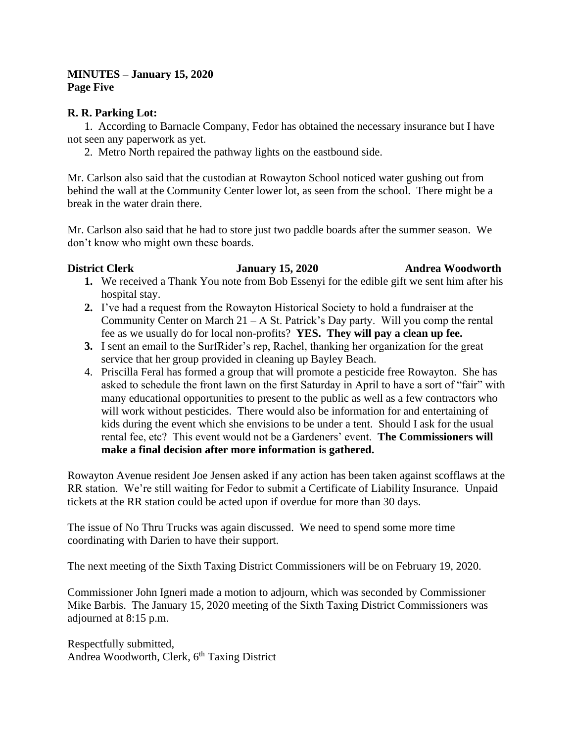**MINUTES – January 15, 2020**
**Page Five**

**R. R. Parking Lot:**

1. According to Barnacle Company, Fedor has obtained the necessary insurance but I have not seen any paperwork as yet.
2. Metro North repaired the pathway lights on the eastbound side.

Mr. Carlson also said that the custodian at Rowayton School noticed water gushing out from behind the wall at the Community Center lower lot, as seen from the school. There might be a break in the water drain there.

Mr. Carlson also said that he had to store just two paddle boards after the summer season. We don't know who might own these boards.

**District Clerk** **January 15, 2020** **Andrea Woodworth**

1. We received a Thank You note from Bob Essenyi for the edible gift we sent him after his hospital stay.
2. I've had a request from the Rowayton Historical Society to hold a fundraiser at the Community Center on March 21 – A St. Patrick's Day party. Will you comp the rental fee as we usually do for local non-profits? **YES. They will pay a clean up fee.**
3. I sent an email to the SurfRider's rep, Rachel, thanking her organization for the great service that her group provided in cleaning up Bayley Beach.
4. Priscilla Feral has formed a group that will promote a pesticide free Rowayton. She has asked to schedule the front lawn on the first Saturday in April to have a sort of "fair" with many educational opportunities to present to the public as well as a few contractors who will work without pesticides. There would also be information for and entertaining of kids during the event which she envisions to be under a tent. Should I ask for the usual rental fee, etc? This event would not be a Gardeners' event. **The Commissioners will make a final decision after more information is gathered.**

Rowayton Avenue resident Joe Jensen asked if any action has been taken against scofflaws at the RR station. We're still waiting for Fedor to submit a Certificate of Liability Insurance. Unpaid tickets at the RR station could be acted upon if overdue for more than 30 days.

The issue of No Thru Trucks was again discussed. We need to spend some more time coordinating with Darien to have their support.

The next meeting of the Sixth Taxing District Commissioners will be on February 19, 2020.

Commissioner John Igneri made a motion to adjourn, which was seconded by Commissioner Mike Barbis. The January 15, 2020 meeting of the Sixth Taxing District Commissioners was adjourned at 8:15 p.m.

Respectfully submitted,
Andrea Woodworth, Clerk, 6th Taxing District